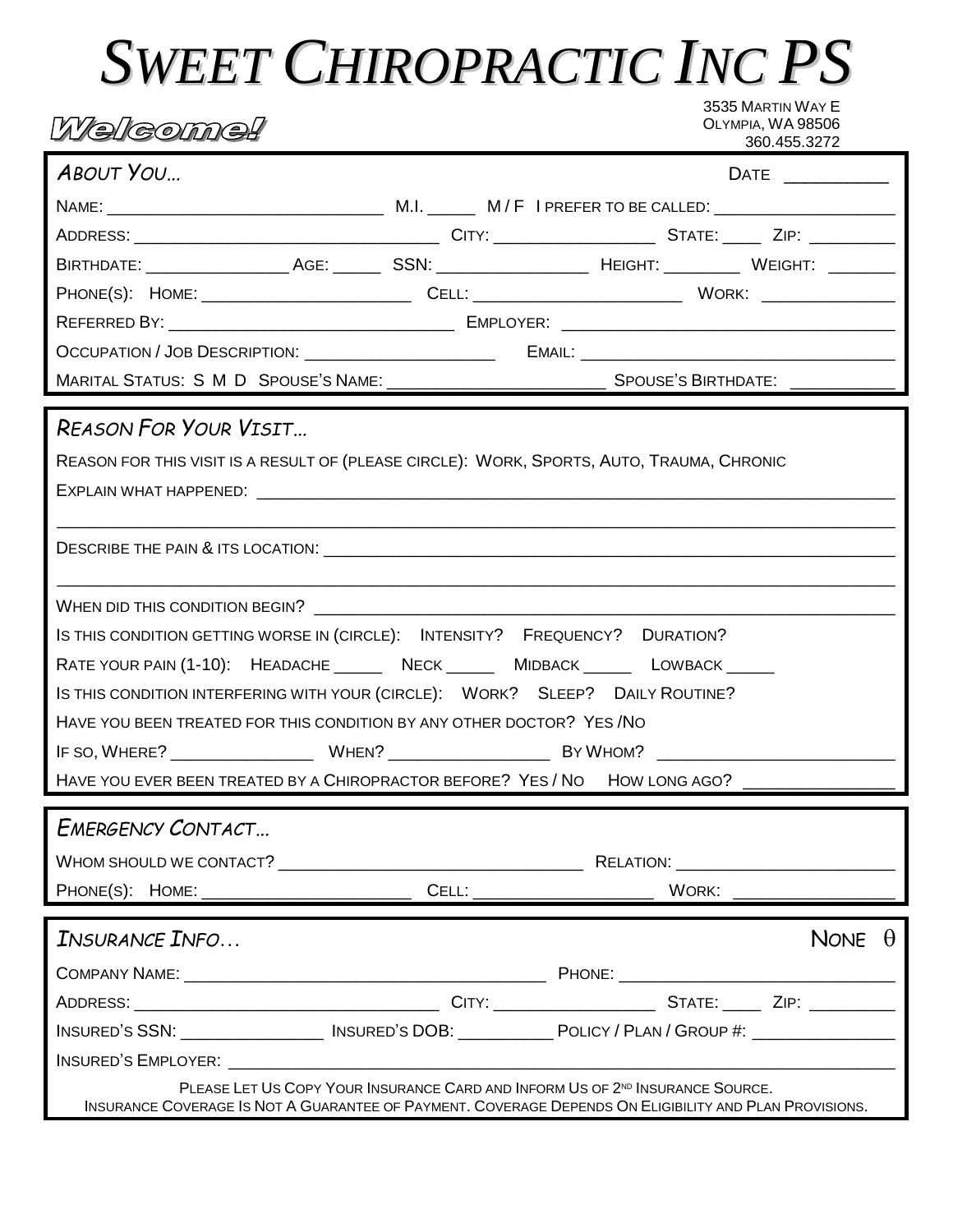# SWEET CHIROPRACTIC INC PS

**Welcome!**

3535 MARTIN WAY E
OLYMPIA, WA 98506
360.455.3272

## ABOUT YOU…

DATE __________

NAME: ____________________________ M.I. _____ M / F I PREFER TO BE CALLED: ___________________

ADDRESS: ________________________________ CITY: ________________ STATE: ____ ZIP: _________

BIRTHDATE: _______________ AGE: _____ SSN: _______________ HEIGHT: ________ WEIGHT: _______

PHONE(S): HOME: _____________________ CELL: _____________________ WORK: _____________

REFERRED BY: ______________________________ EMPLOYER: _________________________________

OCCUPATION / JOB DESCRIPTION: ___________________ EMAIL: _______________________________

MARITAL STATUS: S M D SPOUSE'S NAME: ______________________ SPOUSE'S BIRTHDATE: ___________

## REASON FOR YOUR VISIT…

REASON FOR THIS VISIT IS A RESULT OF (PLEASE CIRCLE): WORK, SPORTS, AUTO, TRAUMA, CHRONIC

EXPLAIN WHAT HAPPENED: ______________________________________________________________

_____________________________________________________________________________

DESCRIBE THE PAIN & ITS LOCATION: ______________________________________________________

_____________________________________________________________________________

WHEN DID THIS CONDITION BEGIN? ________________________________________________________

IS THIS CONDITION GETTING WORSE IN (CIRCLE): INTENSITY? FREQUENCY? DURATION?

RATE YOUR PAIN (1-10): HEADACHE _____ NECK _____ MIDBACK _____ LOWBACK _____

IS THIS CONDITION INTERFERING WITH YOUR (CIRCLE): WORK? SLEEP? DAILY ROUTINE?

HAVE YOU BEEN TREATED FOR THIS CONDITION BY ANY OTHER DOCTOR? YES /NO

IF SO, WHERE? _______________ WHEN? ________________ BY WHOM? ________________________

HAVE YOU EVER BEEN TREATED BY A CHIROPRACTOR BEFORE? YES / NO HOW LONG AGO? _______________

## EMERGENCY CONTACT…

WHOM SHOULD WE CONTACT? _______________________________ RELATION: ______________________

PHONE(S): HOME: _____________________ CELL: __________________ WORK: ________________

## INSURANCE INFO…

NONE θ

COMPANY NAME: ______________________________________ PHONE: ____________________________

ADDRESS: ________________________________ CITY: ________________ STATE: ____ ZIP: _________

INSURED'S SSN: _______________ INSURED'S DOB: __________ POLICY / PLAN / GROUP #: _______________

INSURED'S EMPLOYER: __________________________________________________________________

PLEASE LET US COPY YOUR INSURANCE CARD AND INFORM US OF 2ND INSURANCE SOURCE.
INSURANCE COVERAGE IS NOT A GUARANTEE OF PAYMENT. COVERAGE DEPENDS ON ELIGIBILITY AND PLAN PROVISIONS.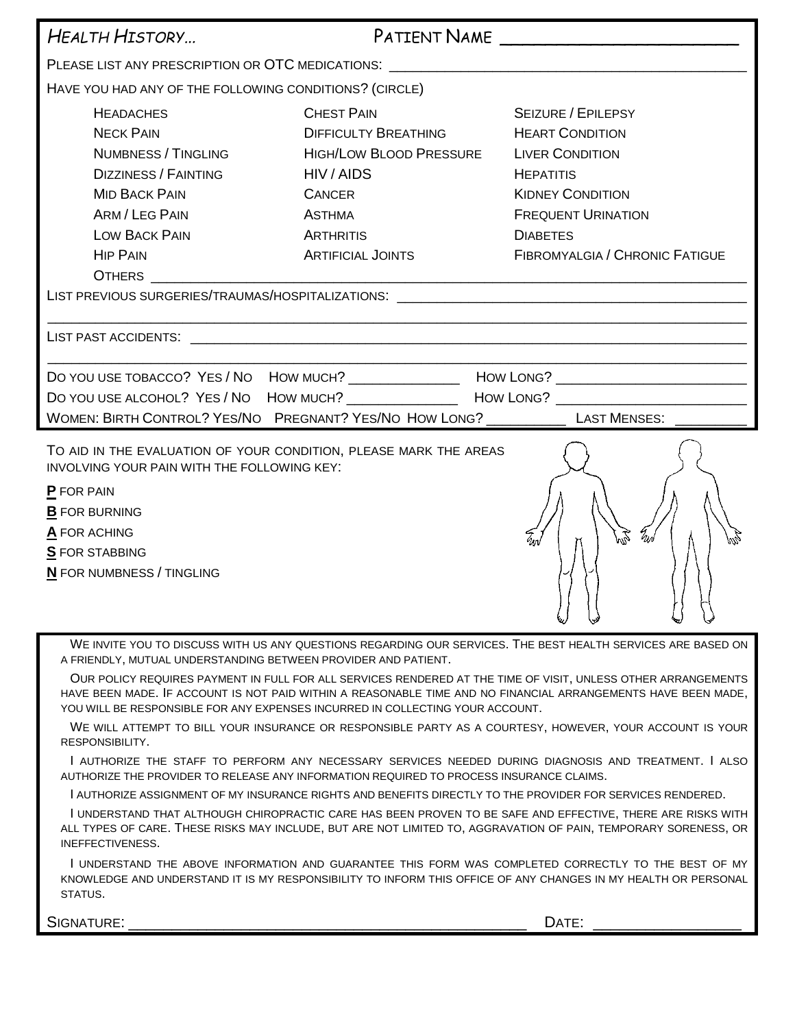# HEALTH HISTORY… PATIENT NAME ____________________

PLEASE LIST ANY PRESCRIPTION OR OTC MEDICATIONS: ________________________________________

HAVE YOU HAD ANY OF THE FOLLOWING CONDITIONS? (CIRCLE)

| | | |
|---|---|---|
| HEADACHES | CHEST PAIN | SEIZURE / EPILEPSY |
| NECK PAIN | DIFFICULTY BREATHING | HEART CONDITION |
| NUMBNESS / TINGLING | HIGH/LOW BLOOD PRESSURE | LIVER CONDITION |
| DIZZINESS / FAINTING | HIV / AIDS | HEPATITIS |
| MID BACK PAIN | CANCER | KIDNEY CONDITION |
| ARM / LEG PAIN | ASTHMA | FREQUENT URINATION |
| LOW BACK PAIN | ARTHRITIS | DIABETES |
| HIP PAIN | ARTIFICIAL JOINTS | FIBROMYALGIA / CHRONIC FATIGUE |

OTHERS ________________________________________

LIST PREVIOUS SURGERIES/TRAUMAS/HOSPITALIZATIONS: ________________________________________

________________________________________

LIST PAST ACCIDENTS: ________________________________________

________________________________________

DO YOU USE TOBACCO? YES / NO HOW MUCH? ____________ HOW LONG? ____________

DO YOU USE ALCOHOL? YES / NO HOW MUCH? ____________ HOW LONG? ____________

WOMEN: BIRTH CONTROL? YES/NO PREGNANT? YES/NO HOW LONG? __________ LAST MENSES: __________

TO AID IN THE EVALUATION OF YOUR CONDITION, PLEASE MARK THE AREAS INVOLVING YOUR PAIN WITH THE FOLLOWING KEY:

**P** FOR PAIN

**B** FOR BURNING

**A** FOR ACHING

**S** FOR STABBING

**N** FOR NUMBNESS / TINGLING

WE INVITE YOU TO DISCUSS WITH US ANY QUESTIONS REGARDING OUR SERVICES. THE BEST HEALTH SERVICES ARE BASED ON A FRIENDLY, MUTUAL UNDERSTANDING BETWEEN PROVIDER AND PATIENT.

OUR POLICY REQUIRES PAYMENT IN FULL FOR ALL SERVICES RENDERED AT THE TIME OF VISIT, UNLESS OTHER ARRANGEMENTS HAVE BEEN MADE. IF ACCOUNT IS NOT PAID WITHIN A REASONABLE TIME AND NO FINANCIAL ARRANGEMENTS HAVE BEEN MADE, YOU WILL BE RESPONSIBLE FOR ANY EXPENSES INCURRED IN COLLECTING YOUR ACCOUNT.

WE WILL ATTEMPT TO BILL YOUR INSURANCE OR RESPONSIBLE PARTY AS A COURTESY, HOWEVER, YOUR ACCOUNT IS YOUR RESPONSIBILITY.

I AUTHORIZE THE STAFF TO PERFORM ANY NECESSARY SERVICES NEEDED DURING DIAGNOSIS AND TREATMENT. I ALSO AUTHORIZE THE PROVIDER TO RELEASE ANY INFORMATION REQUIRED TO PROCESS INSURANCE CLAIMS.

I AUTHORIZE ASSIGNMENT OF MY INSURANCE RIGHTS AND BENEFITS DIRECTLY TO THE PROVIDER FOR SERVICES RENDERED.

I UNDERSTAND THAT ALTHOUGH CHIROPRACTIC CARE HAS BEEN PROVEN TO BE SAFE AND EFFECTIVE, THERE ARE RISKS WITH ALL TYPES OF CARE. THESE RISKS MAY INCLUDE, BUT ARE NOT LIMITED TO, AGGRAVATION OF PAIN, TEMPORARY SORENESS, OR INEFFECTIVENESS.

I UNDERSTAND THE ABOVE INFORMATION AND GUARANTEE THIS FORM WAS COMPLETED CORRECTLY TO THE BEST OF MY KNOWLEDGE AND UNDERSTAND IT IS MY RESPONSIBILITY TO INFORM THIS OFFICE OF ANY CHANGES IN MY HEALTH OR PERSONAL STATUS.

SIGNATURE: ________________________________________ DATE: ______________